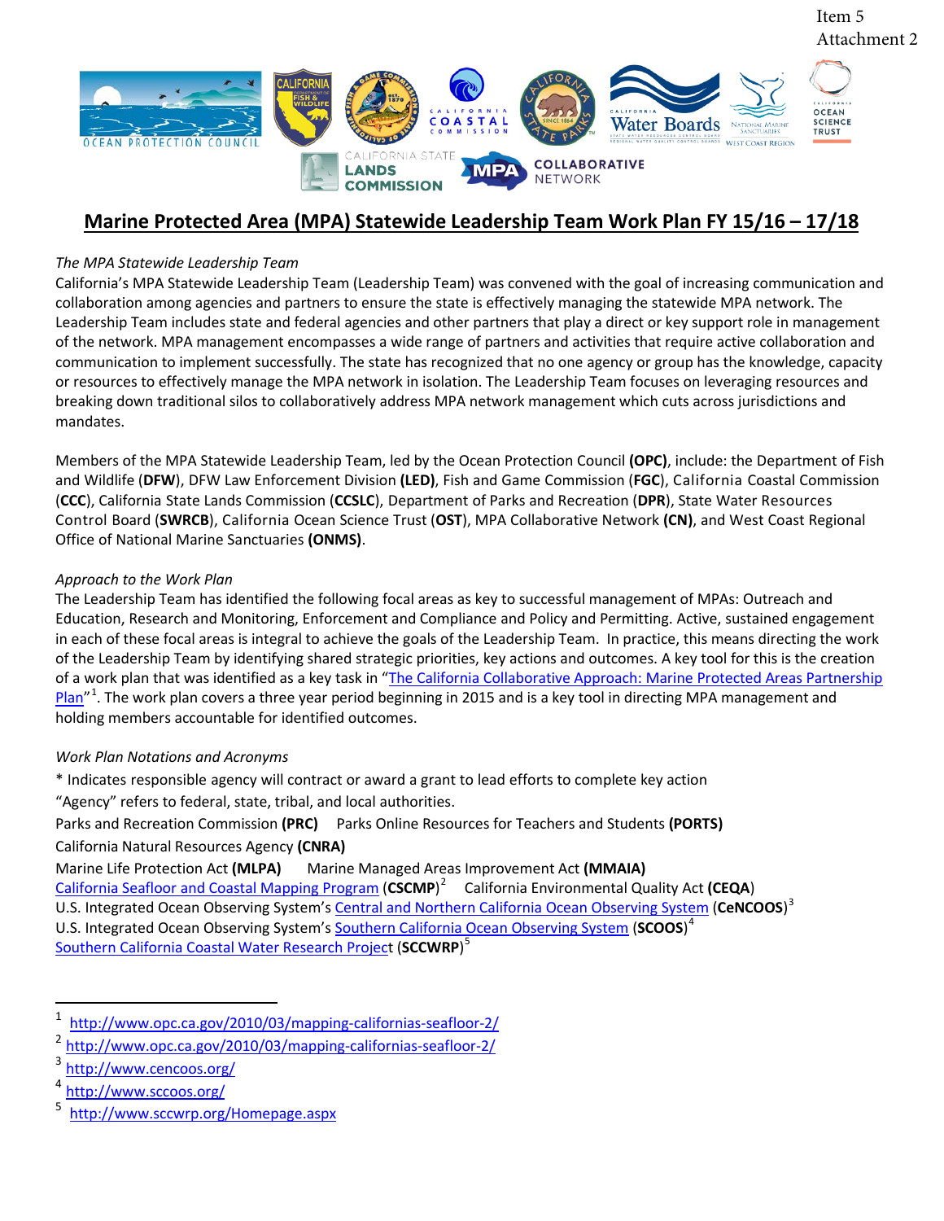Item 5
Attachment 2

# Marine Protected Area (MPA) Statewide Leadership Team Work Plan FY 15/16 – 17/18

*The MPA Statewide Leadership Team*

California's MPA Statewide Leadership Team (Leadership Team) was convened with the goal of increasing communication and collaboration among agencies and partners to ensure the state is effectively managing the statewide MPA network. The Leadership Team includes state and federal agencies and other partners that play a direct or key support role in management of the network. MPA management encompasses a wide range of partners and activities that require active collaboration and communication to implement successfully. The state has recognized that no one agency or group has the knowledge, capacity or resources to effectively manage the MPA network in isolation. The Leadership Team focuses on leveraging resources and breaking down traditional silos to collaboratively address MPA network management which cuts across jurisdictions and mandates.

Members of the MPA Statewide Leadership Team, led by the Ocean Protection Council **(OPC)**, include: the Department of Fish and Wildlife (**DFW**), DFW Law Enforcement Division **(LED)**, Fish and Game Commission (**FGC**), California Coastal Commission (**CCC**), California State Lands Commission (**CCSLC**), Department of Parks and Recreation (**DPR**), State Water Resources Control Board (**SWRCB**), California Ocean Science Trust (**OST**), MPA Collaborative Network **(CN)**, and West Coast Regional Office of National Marine Sanctuaries **(ONMS)**.

*Approach to the Work Plan*

The Leadership Team has identified the following focal areas as key to successful management of MPAs: Outreach and Education, Research and Monitoring, Enforcement and Compliance and Policy and Permitting. Active, sustained engagement in each of these focal areas is integral to achieve the goals of the Leadership Team. In practice, this means directing the work of the Leadership Team by identifying shared strategic priorities, key actions and outcomes. A key tool for this is the creation of a work plan that was identified as a key task in "The California Collaborative Approach: Marine Protected Areas Partnership Plan"[1]. The work plan covers a three year period beginning in 2015 and is a key tool in directing MPA management and holding members accountable for identified outcomes.

*Work Plan Notations and Acronyms*

* Indicates responsible agency will contract or award a grant to lead efforts to complete key action

"Agency" refers to federal, state, tribal, and local authorities.

Parks and Recreation Commission **(PRC)** Parks Online Resources for Teachers and Students **(PORTS)**

California Natural Resources Agency **(CNRA)**

Marine Life Protection Act **(MLPA)** Marine Managed Areas Improvement Act **(MMAIA)**

California Seafloor and Coastal Mapping Program (**CSCMP**)[2] California Environmental Quality Act (**CEQA**)

U.S. Integrated Ocean Observing System's Central and Northern California Ocean Observing System (**CeNCOOS**)[3]

U.S. Integrated Ocean Observing System's Southern California Ocean Observing System (**SCOOS**)[4]

Southern California Coastal Water Research Project (**SCCWRP**)[5]

---

[1] http://www.opc.ca.gov/2010/03/mapping-californias-seafloor-2/

[2] http://www.opc.ca.gov/2010/03/mapping-californias-seafloor-2/

[3] http://www.cencoos.org/

[4] http://www.sccoos.org/

[5] http://www.sccwrp.org/Homepage.aspx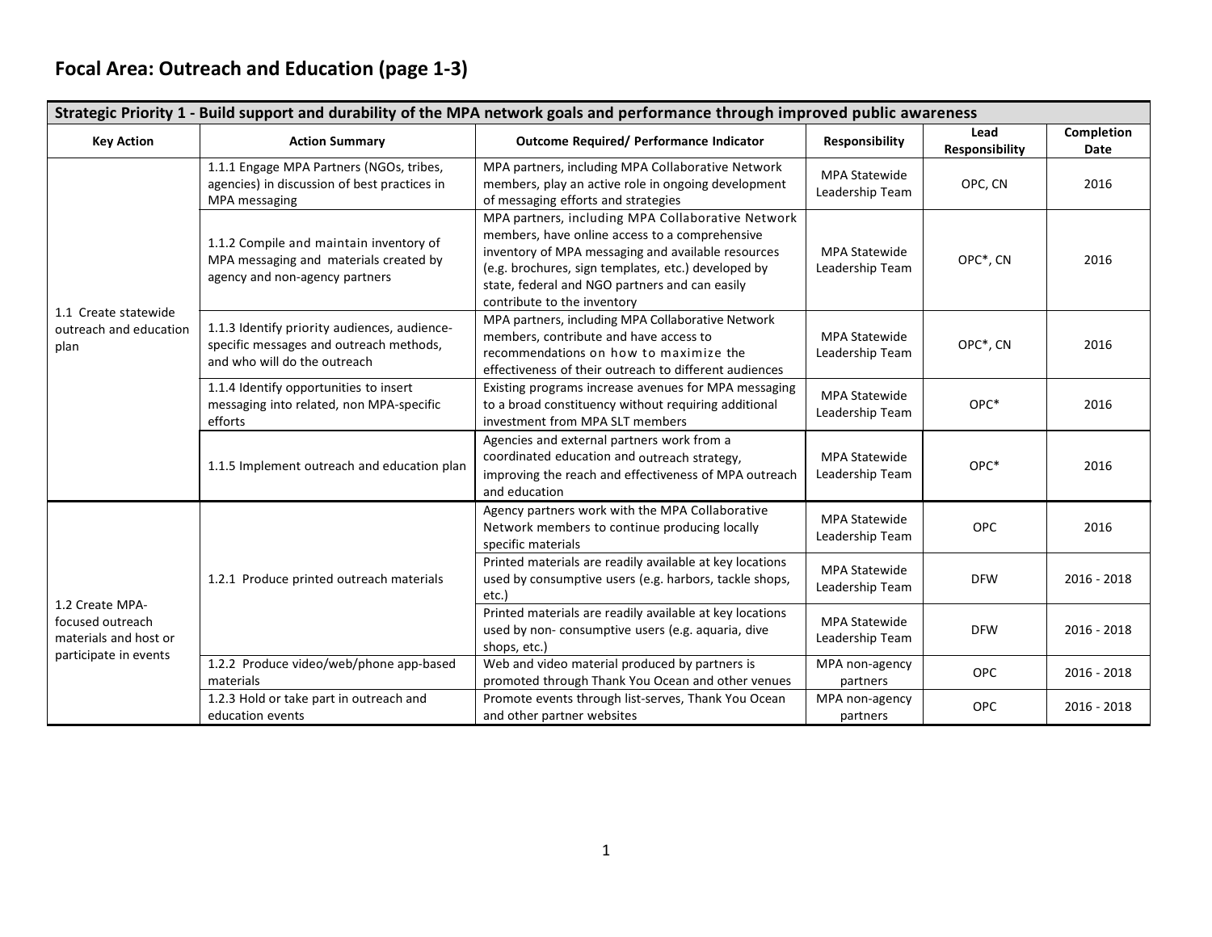## Focal Area: Outreach and Education (page 1-3)

| Strategic Priority 1 - Build support and durability of the MPA network goals and performance through improved public awareness | | | | | |
|---|---|---|---|---|---|
| **Key Action** | **Action Summary** | **Outcome Required/ Performance Indicator** | **Responsibility** | **Lead Responsibility** | **Completion Date** |
| 1.1 Create statewide outreach and education plan | 1.1.1 Engage MPA Partners (NGOs, tribes, agencies) in discussion of best practices in MPA messaging | MPA partners, including MPA Collaborative Network members, play an active role in ongoing development of messaging efforts and strategies | MPA Statewide Leadership Team | OPC, CN | 2016 |
| | 1.1.2 Compile and maintain inventory of MPA messaging and materials created by agency and non-agency partners | MPA partners, including MPA Collaborative Network members, have online access to a comprehensive inventory of MPA messaging and available resources (e.g. brochures, sign templates, etc.) developed by state, federal and NGO partners and can easily contribute to the inventory | MPA Statewide Leadership Team | OPC*, CN | 2016 |
| | 1.1.3 Identify priority audiences, audience-specific messages and outreach methods, and who will do the outreach | MPA partners, including MPA Collaborative Network members, contribute and have access to recommendations on how to maximize the effectiveness of their outreach to different audiences | MPA Statewide Leadership Team | OPC*, CN | 2016 |
| | 1.1.4 Identify opportunities to insert messaging into related, non MPA-specific efforts | Existing programs increase avenues for MPA messaging to a broad constituency without requiring additional investment from MPA SLT members | MPA Statewide Leadership Team | OPC* | 2016 |
| | 1.1.5 Implement outreach and education plan | Agencies and external partners work from a coordinated education and outreach strategy, improving the reach and effectiveness of MPA outreach and education | MPA Statewide Leadership Team | OPC* | 2016 |
| 1.2 Create MPA-focused outreach materials and host or participate in events | 1.2.1 Produce printed outreach materials | Agency partners work with the MPA Collaborative Network members to continue producing locally specific materials | MPA Statewide Leadership Team | OPC | 2016 |
| | | Printed materials are readily available at key locations used by consumptive users (e.g. harbors, tackle shops, etc.) | MPA Statewide Leadership Team | DFW | 2016 - 2018 |
| | | Printed materials are readily available at key locations used by non- consumptive users (e.g. aquaria, dive shops, etc.) | MPA Statewide Leadership Team | DFW | 2016 - 2018 |
| | 1.2.2 Produce video/web/phone app-based materials | Web and video material produced by partners is promoted through Thank You Ocean and other venues | MPA non-agency partners | OPC | 2016 - 2018 |
| | 1.2.3 Hold or take part in outreach and education events | Promote events through list-serves, Thank You Ocean and other partner websites | MPA non-agency partners | OPC | 2016 - 2018 |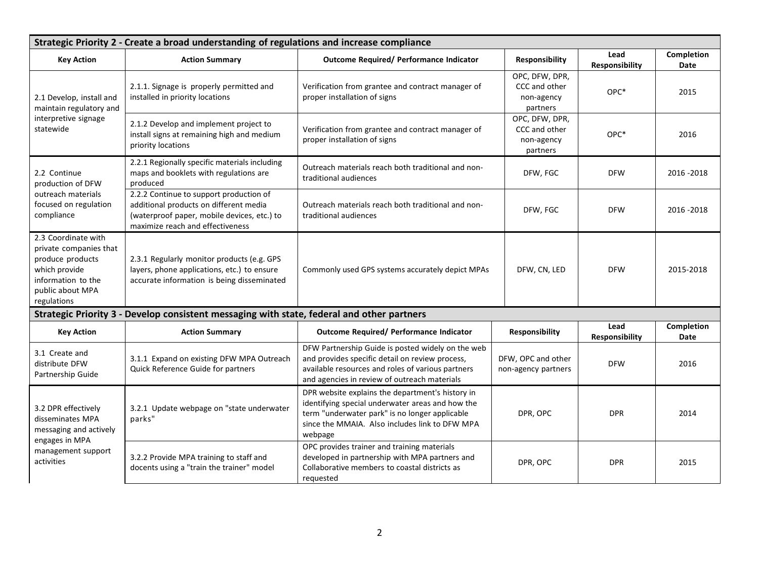## Strategic Priority 2 - Create a broad understanding of regulations and increase compliance

| Key Action | Action Summary | Outcome Required/ Performance Indicator | Responsibility | Lead Responsibility | Completion Date |
|---|---|---|---|---|---|
| 2.1 Develop, install and maintain regulatory and interpretive signage statewide | 2.1.1. Signage is properly permitted and installed in priority locations | Verification from grantee and contract manager of proper installation of signs | OPC, DFW, DPR, CCC and other non-agency partners | OPC* | 2015 |
| | 2.1.2 Develop and implement project to install signs at remaining high and medium priority locations | Verification from grantee and contract manager of proper installation of signs | OPC, DFW, DPR, CCC and other non-agency partners | OPC* | 2016 |
| 2.2 Continue production of DFW outreach materials focused on regulation compliance | 2.2.1 Regionally specific materials including maps and booklets with regulations are produced | Outreach materials reach both traditional and non-traditional audiences | DFW, FGC | DFW | 2016 -2018 |
| | 2.2.2 Continue to support production of additional products on different media (waterproof paper, mobile devices, etc.) to maximize reach and effectiveness | Outreach materials reach both traditional and non-traditional audiences | DFW, FGC | DFW | 2016 -2018 |
| 2.3 Coordinate with private companies that produce products which provide information to the public about MPA regulations | 2.3.1 Regularly monitor products (e.g. GPS layers, phone applications, etc.) to ensure accurate information is being disseminated | Commonly used GPS systems accurately depict MPAs | DFW, CN, LED | DFW | 2015-2018 |

## Strategic Priority 3 - Develop consistent messaging with state, federal and other partners

| Key Action | Action Summary | Outcome Required/ Performance Indicator | Responsibility | Lead Responsibility | Completion Date |
|---|---|---|---|---|---|
| 3.1 Create and distribute DFW Partnership Guide | 3.1.1 Expand on existing DFW MPA Outreach Quick Reference Guide for partners | DFW Partnership Guide is posted widely on the web and provides specific detail on review process, available resources and roles of various partners and agencies in review of outreach materials | DFW, OPC and other non-agency partners | DFW | 2016 |
| 3.2 DPR effectively disseminates MPA messaging and actively engages in MPA management support activities | 3.2.1 Update webpage on "state underwater parks" | DPR website explains the department's history in identifying special underwater areas and how the term "underwater park" is no longer applicable since the MMAIA. Also includes link to DFW MPA webpage | DPR, OPC | DPR | 2014 |
| | 3.2.2 Provide MPA training to staff and docents using a "train the trainer" model | OPC provides trainer and training materials developed in partnership with MPA partners and Collaborative members to coastal districts as requested | DPR, OPC | DPR | 2015 |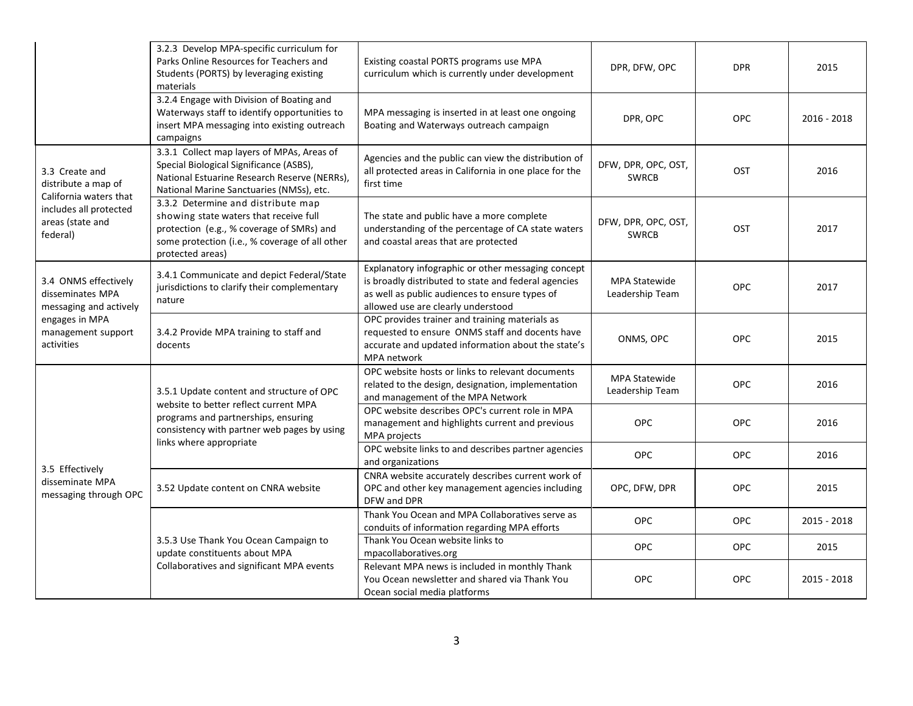| | | | | | |
|---|---|---|---|---|---|
| | 3.2.3 Develop MPA-specific curriculum for Parks Online Resources for Teachers and Students (PORTS) by leveraging existing materials | Existing coastal PORTS programs use MPA curriculum which is currently under development | DPR, DFW, OPC | DPR | 2015 |
| | 3.2.4 Engage with Division of Boating and Waterways staff to identify opportunities to insert MPA messaging into existing outreach campaigns | MPA messaging is inserted in at least one ongoing Boating and Waterways outreach campaign | DPR, OPC | OPC | 2016 - 2018 |
| 3.3 Create and distribute a map of California waters that includes all protected areas (state and federal) | 3.3.1 Collect map layers of MPAs, Areas of Special Biological Significance (ASBS), National Estuarine Research Reserve (NERRs), National Marine Sanctuaries (NMSs), etc. | Agencies and the public can view the distribution of all protected areas in California in one place for the first time | DFW, DPR, OPC, OST, SWRCB | OST | 2016 |
| | 3.3.2 Determine and distribute map showing state waters that receive full protection (e.g., % coverage of SMRs) and some protection (i.e., % coverage of all other protected areas) | The state and public have a more complete understanding of the percentage of CA state waters and coastal areas that are protected | DFW, DPR, OPC, OST, SWRCB | OST | 2017 |
| 3.4 ONMS effectively disseminates MPA messaging and actively engages in MPA management support activities | 3.4.1 Communicate and depict Federal/State jurisdictions to clarify their complementary nature | Explanatory infographic or other messaging concept is broadly distributed to state and federal agencies as well as public audiences to ensure types of allowed use are clearly understood | MPA Statewide Leadership Team | OPC | 2017 |
| | 3.4.2 Provide MPA training to staff and docents | OPC provides trainer and training materials as requested to ensure ONMS staff and docents have accurate and updated information about the state's MPA network | ONMS, OPC | OPC | 2015 |
| 3.5 Effectively disseminate MPA messaging through OPC | 3.5.1 Update content and structure of OPC website to better reflect current MPA programs and partnerships, ensuring consistency with partner web pages by using links where appropriate | OPC website hosts or links to relevant documents related to the design, designation, implementation and management of the MPA Network | MPA Statewide Leadership Team | OPC | 2016 |
| | | OPC website describes OPC's current role in MPA management and highlights current and previous MPA projects | OPC | OPC | 2016 |
| | | OPC website links to and describes partner agencies and organizations | OPC | OPC | 2016 |
| | 3.52 Update content on CNRA website | CNRA website accurately describes current work of OPC and other key management agencies including DFW and DPR | OPC, DFW, DPR | OPC | 2015 |
| | 3.5.3 Use Thank You Ocean Campaign to update constituents about MPA Collaboratives and significant MPA events | Thank You Ocean and MPA Collaboratives serve as conduits of information regarding MPA efforts | OPC | OPC | 2015 - 2018 |
| | | Thank You Ocean website links to mpacollaboratives.org | OPC | OPC | 2015 |
| | | Relevant MPA news is included in monthly Thank You Ocean newsletter and shared via Thank You Ocean social media platforms | OPC | OPC | 2015 - 2018 |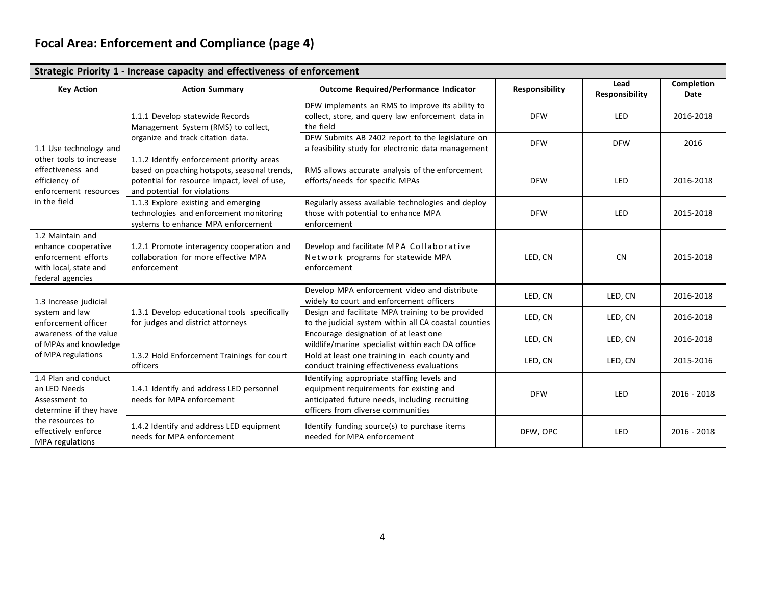## Focal Area: Enforcement and Compliance (page 4)

| Strategic Priority 1 - Increase capacity and effectiveness of enforcement | | | | | |
|---|---|---|---|---|---|
| **Key Action** | **Action Summary** | **Outcome Required/Performance Indicator** | **Responsibility** | **Lead Responsibility** | **Completion Date** |
| 1.1 Use technology and other tools to increase effectiveness and efficiency of enforcement resources in the field | 1.1.1 Develop statewide Records Management System (RMS) to collect, organize and track citation data. | DFW implements an RMS to improve its ability to collect, store, and query law enforcement data in the field | DFW | LED | 2016-2018 |
| | | DFW Submits AB 2402 report to the legislature on a feasibility study for electronic data management | DFW | DFW | 2016 |
| | 1.1.2 Identify enforcement priority areas based on poaching hotspots, seasonal trends, potential for resource impact, level of use, and potential for violations | RMS allows accurate analysis of the enforcement efforts/needs for specific MPAs | DFW | LED | 2016-2018 |
| | 1.1.3 Explore existing and emerging technologies and enforcement monitoring systems to enhance MPA enforcement | Regularly assess available technologies and deploy those with potential to enhance MPA enforcement | DFW | LED | 2015-2018 |
| 1.2 Maintain and enhance cooperative enforcement efforts with local, state and federal agencies | 1.2.1 Promote interagency cooperation and collaboration for more effective MPA enforcement | Develop and facilitate MPA Collaborative Network programs for statewide MPA enforcement | LED, CN | CN | 2015-2018 |
| 1.3 Increase judicial system and law enforcement officer awareness of the value of MPAs and knowledge of MPA regulations | 1.3.1 Develop educational tools specifically for judges and district attorneys | Develop MPA enforcement video and distribute widely to court and enforcement officers | LED, CN | LED, CN | 2016-2018 |
| | | Design and facilitate MPA training to be provided to the judicial system within all CA coastal counties | LED, CN | LED, CN | 2016-2018 |
| | | Encourage designation of at least one wildlife/marine specialist within each DA office | LED, CN | LED, CN | 2016-2018 |
| | 1.3.2 Hold Enforcement Trainings for court officers | Hold at least one training in each county and conduct training effectiveness evaluations | LED, CN | LED, CN | 2015-2016 |
| 1.4 Plan and conduct an LED Needs Assessment to determine if they have the resources to effectively enforce MPA regulations | 1.4.1 Identify and address LED personnel needs for MPA enforcement | Identifying appropriate staffing levels and equipment requirements for existing and anticipated future needs, including recruiting officers from diverse communities | DFW | LED | 2016 - 2018 |
| | 1.4.2 Identify and address LED equipment needs for MPA enforcement | Identify funding source(s) to purchase items needed for MPA enforcement | DFW, OPC | LED | 2016 - 2018 |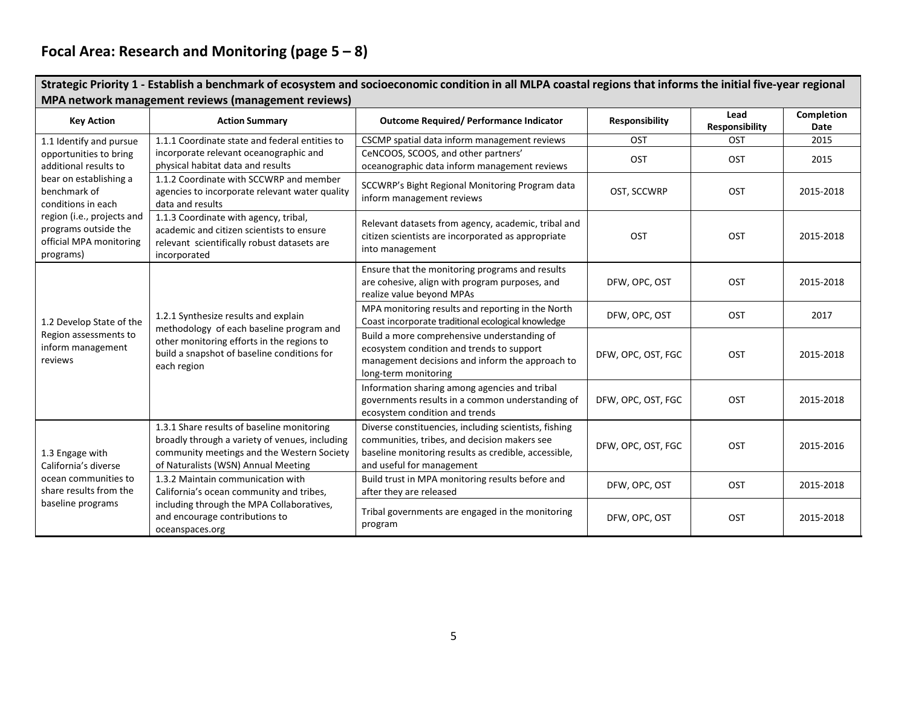## Focal Area: Research and Monitoring (page 5 – 8)

| Strategic Priority 1 - Establish a benchmark of ecosystem and socioeconomic condition in all MLPA coastal regions that informs the initial five-year regional MPA network management reviews (management reviews) | | | | | |
|---|---|---|---|---|---|
| **Key Action** | **Action Summary** | **Outcome Required/ Performance Indicator** | **Responsibility** | **Lead Responsibility** | **Completion Date** |
| 1.1 Identify and pursue opportunities to bring additional results to bear on establishing a benchmark of conditions in each region (i.e., projects and programs outside the official MPA monitoring programs) | 1.1.1 Coordinate state and federal entities to incorporate relevant oceanographic and physical habitat data and results | CSCMP spatial data inform management reviews | OST | OST | 2015 |
| | | CeNCOOS, SCOOS, and other partners' oceanographic data inform management reviews | OST | OST | 2015 |
| | 1.1.2 Coordinate with SCCWRP and member agencies to incorporate relevant water quality data and results | SCCWRP's Bight Regional Monitoring Program data inform management reviews | OST, SCCWRP | OST | 2015-2018 |
| | 1.1.3 Coordinate with agency, tribal, academic and citizen scientists to ensure relevant scientifically robust datasets are incorporated | Relevant datasets from agency, academic, tribal and citizen scientists are incorporated as appropriate into management | OST | OST | 2015-2018 |
| 1.2 Develop State of the Region assessments to inform management reviews | 1.2.1 Synthesize results and explain methodology of each baseline program and other monitoring efforts in the regions to build a snapshot of baseline conditions for each region | Ensure that the monitoring programs and results are cohesive, align with program purposes, and realize value beyond MPAs | DFW, OPC, OST | OST | 2015-2018 |
| | | MPA monitoring results and reporting in the North Coast incorporate traditional ecological knowledge | DFW, OPC, OST | OST | 2017 |
| | | Build a more comprehensive understanding of ecosystem condition and trends to support management decisions and inform the approach to long-term monitoring | DFW, OPC, OST, FGC | OST | 2015-2018 |
| | | Information sharing among agencies and tribal governments results in a common understanding of ecosystem condition and trends | DFW, OPC, OST, FGC | OST | 2015-2018 |
| 1.3 Engage with California's diverse ocean communities to share results from the baseline programs | 1.3.1 Share results of baseline monitoring broadly through a variety of venues, including community meetings and the Western Society of Naturalists (WSN) Annual Meeting | Diverse constituencies, including scientists, fishing communities, tribes, and decision makers see baseline monitoring results as credible, accessible, and useful for management | DFW, OPC, OST, FGC | OST | 2015-2016 |
| | 1.3.2 Maintain communication with California's ocean community and tribes, including through the MPA Collaboratives, and encourage contributions to oceanspaces.org | Build trust in MPA monitoring results before and after they are released | DFW, OPC, OST | OST | 2015-2018 |
| | | Tribal governments are engaged in the monitoring program | DFW, OPC, OST | OST | 2015-2018 |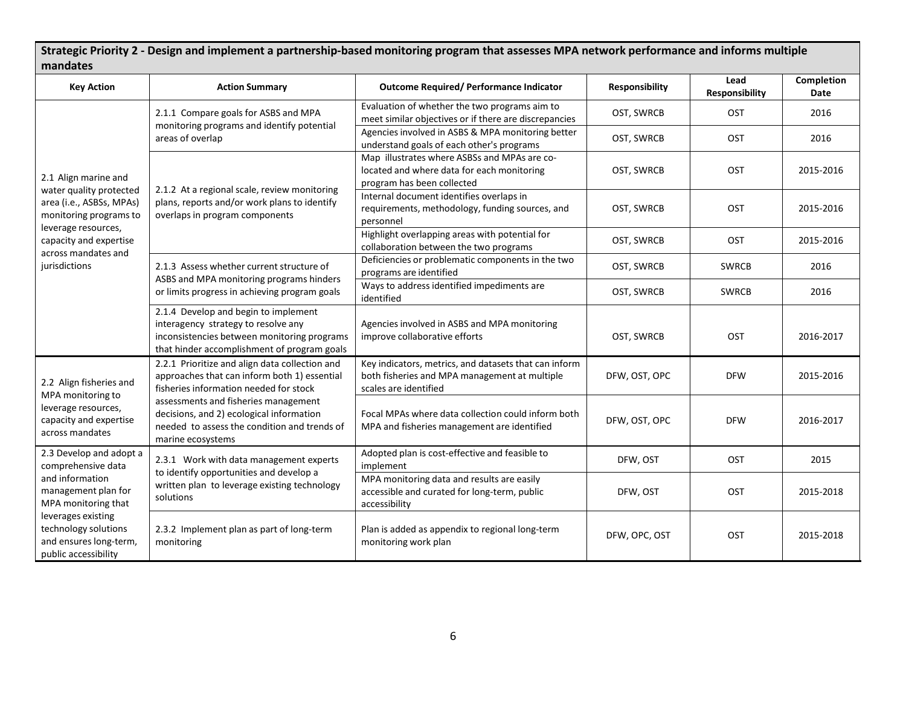## Strategic Priority 2 - Design and implement a partnership-based monitoring program that assesses MPA network performance and informs multiple mandates

| Key Action | Action Summary | Outcome Required/ Performance Indicator | Responsibility | Lead Responsibility | Completion Date |
|---|---|---|---|---|---|
| 2.1 Align marine and water quality protected area (i.e., ASBSs, MPAs) monitoring programs to leverage resources, capacity and expertise across mandates and jurisdictions | 2.1.1 Compare goals for ASBS and MPA monitoring programs and identify potential areas of overlap | Evaluation of whether the two programs aim to meet similar objectives or if there are discrepancies | OST, SWRCB | OST | 2016 |
| | | Agencies involved in ASBS & MPA monitoring better understand goals of each other's programs | OST, SWRCB | OST | 2016 |
| | 2.1.2 At a regional scale, review monitoring plans, reports and/or work plans to identify overlaps in program components | Map illustrates where ASBSs and MPAs are co-located and where data for each monitoring program has been collected | OST, SWRCB | OST | 2015-2016 |
| | | Internal document identifies overlaps in requirements, methodology, funding sources, and personnel | OST, SWRCB | OST | 2015-2016 |
| | | Highlight overlapping areas with potential for collaboration between the two programs | OST, SWRCB | OST | 2015-2016 |
| | 2.1.3 Assess whether current structure of ASBS and MPA monitoring programs hinders or limits progress in achieving program goals | Deficiencies or problematic components in the two programs are identified | OST, SWRCB | SWRCB | 2016 |
| | | Ways to address identified impediments are identified | OST, SWRCB | SWRCB | 2016 |
| | 2.1.4 Develop and begin to implement interagency strategy to resolve any inconsistencies between monitoring programs that hinder accomplishment of program goals | Agencies involved in ASBS and MPA monitoring improve collaborative efforts | OST, SWRCB | OST | 2016-2017 |
| 2.2 Align fisheries and MPA monitoring to leverage resources, capacity and expertise across mandates | 2.2.1 Prioritize and align data collection and approaches that can inform both 1) essential fisheries information needed for stock assessments and fisheries management decisions, and 2) ecological information needed to assess the condition and trends of marine ecosystems | Key indicators, metrics, and datasets that can inform both fisheries and MPA management at multiple scales are identified | DFW, OST, OPC | DFW | 2015-2016 |
| | | Focal MPAs where data collection could inform both MPA and fisheries management are identified | DFW, OST, OPC | DFW | 2016-2017 |
| 2.3 Develop and adopt a comprehensive data and information management plan for MPA monitoring that leverages existing technology solutions and ensures long-term, public accessibility | 2.3.1 Work with data management experts to identify opportunities and develop a written plan to leverage existing technology solutions | Adopted plan is cost-effective and feasible to implement | DFW, OST | OST | 2015 |
| | | MPA monitoring data and results are easily accessible and curated for long-term, public accessibility | DFW, OST | OST | 2015-2018 |
| | 2.3.2 Implement plan as part of long-term monitoring | Plan is added as appendix to regional long-term monitoring work plan | DFW, OPC, OST | OST | 2015-2018 |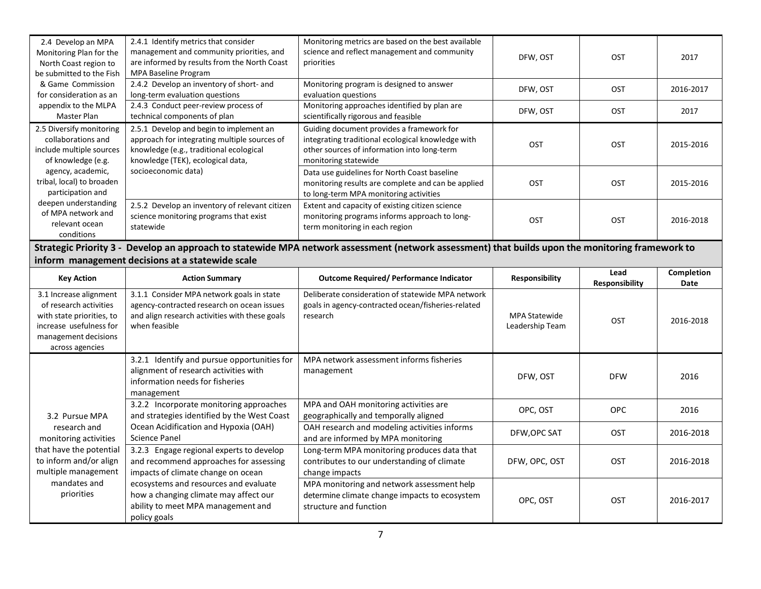| Key Action | Action Summary | Outcome Required/ Performance Indicator | Responsibility | Lead Responsibility | Completion Date |
|---|---|---|---|---|---|
| 2.4 Develop an MPA Monitoring Plan for the North Coast region to be submitted to the Fish & Game Commission for consideration as an appendix to the MLPA Master Plan | 2.4.1 Identify metrics that consider management and community priorities, and are informed by results from the North Coast MPA Baseline Program | Monitoring metrics are based on the best available science and reflect management and community priorities | DFW, OST | OST | 2017 |
| | 2.4.2 Develop an inventory of short- and long-term evaluation questions | Monitoring program is designed to answer evaluation questions | DFW, OST | OST | 2016-2017 |
| | 2.4.3 Conduct peer-review process of technical components of plan | Monitoring approaches identified by plan are scientifically rigorous and feasible | DFW, OST | OST | 2017 |
| 2.5 Diversify monitoring collaborations and include multiple sources of knowledge (e.g. agency, academic, tribal, local) to broaden participation and deepen understanding of MPA network and relevant ocean conditions | 2.5.1 Develop and begin to implement an approach for integrating multiple sources of knowledge (e.g., traditional ecological knowledge (TEK), ecological data, socioeconomic data) | Guiding document provides a framework for integrating traditional ecological knowledge with other sources of information into long-term monitoring statewide | OST | OST | 2015-2016 |
| | | Data use guidelines for North Coast baseline monitoring results are complete and can be applied to long-term MPA monitoring activities | OST | OST | 2015-2016 |
| | 2.5.2 Develop an inventory of relevant citizen science monitoring programs that exist statewide | Extent and capacity of existing citizen science monitoring programs informs approach to long-term monitoring in each region | OST | OST | 2016-2018 |

**Strategic Priority 3 - Develop an approach to statewide MPA network assessment (network assessment) that builds upon the monitoring framework to inform management decisions at a statewide scale**

| Key Action | Action Summary | Outcome Required/ Performance Indicator | Responsibility | Lead Responsibility | Completion Date |
|---|---|---|---|---|---|
| 3.1 Increase alignment of research activities with state priorities, to increase usefulness for management decisions across agencies | 3.1.1 Consider MPA network goals in state agency-contracted research on ocean issues and align research activities with these goals when feasible | Deliberate consideration of statewide MPA network goals in agency-contracted ocean/fisheries-related research | MPA Statewide Leadership Team | OST | 2016-2018 |
| 3.2 Pursue MPA research and monitoring activities that have the potential to inform and/or align multiple management mandates and priorities | 3.2.1 Identify and pursue opportunities for alignment of research activities with information needs for fisheries management | MPA network assessment informs fisheries management | DFW, OST | DFW | 2016 |
| | 3.2.2 Incorporate monitoring approaches and strategies identified by the West Coast Ocean Acidification and Hypoxia (OAH) Science Panel | MPA and OAH monitoring activities are geographically and temporally aligned | OPC, OST | OPC | 2016 |
| | | OAH research and modeling activities informs and are informed by MPA monitoring | DFW,OPC SAT | OST | 2016-2018 |
| | 3.2.3 Engage regional experts to develop and recommend approaches for assessing impacts of climate change on ocean ecosystems and resources and evaluate how a changing climate may affect our ability to meet MPA management and policy goals | Long-term MPA monitoring produces data that contributes to our understanding of climate change impacts | DFW, OPC, OST | OST | 2016-2018 |
| | | MPA monitoring and network assessment help determine climate change impacts to ecosystem structure and function | OPC, OST | OST | 2016-2017 |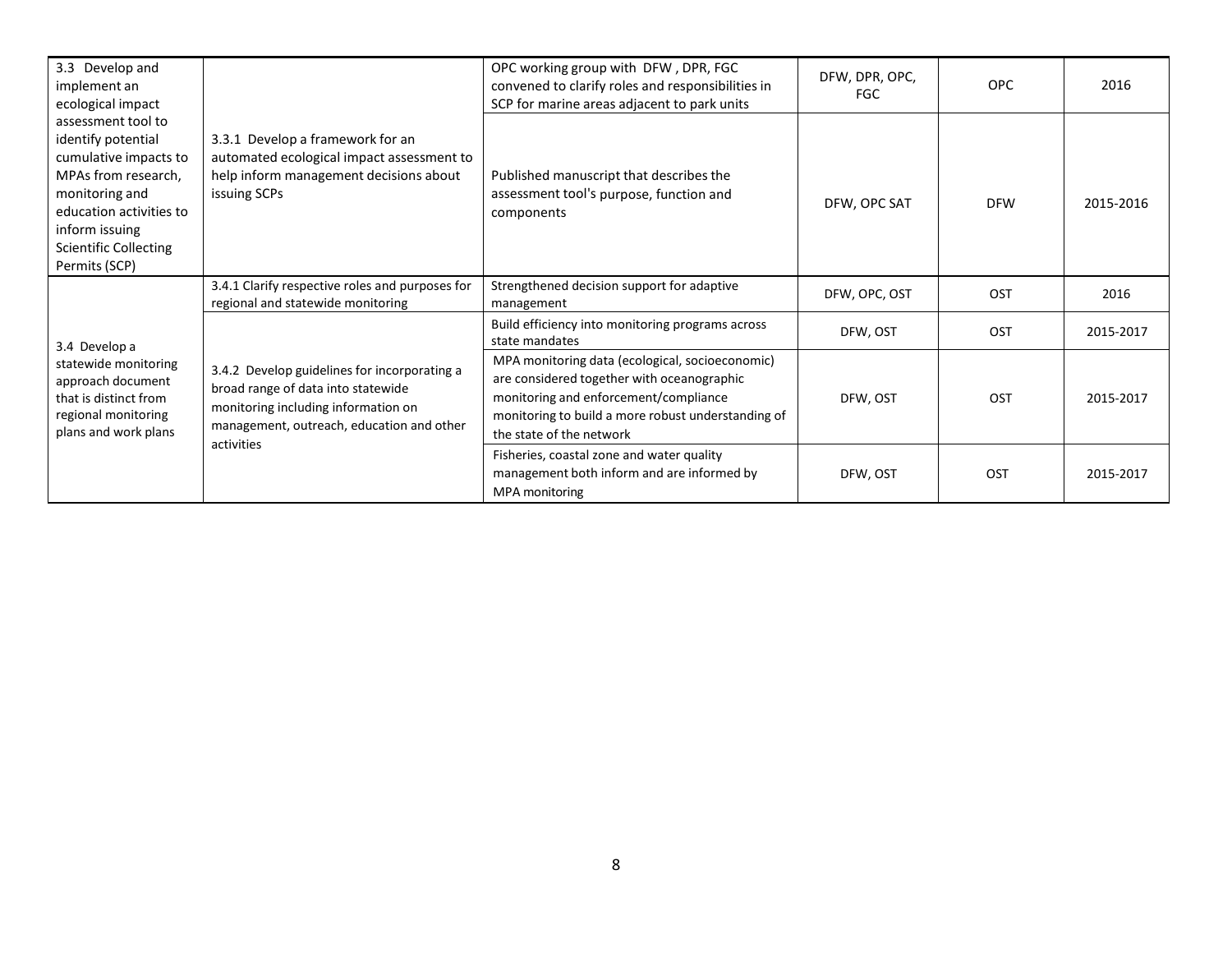| | | | | | |
|---|---|---|---|---|---|
| 3.3 Develop and implement an ecological impact assessment tool to identify potential cumulative impacts to MPAs from research, monitoring and education activities to inform issuing Scientific Collecting Permits (SCP) | 3.3.1 Develop a framework for an automated ecological impact assessment to help inform management decisions about issuing SCPs | OPC working group with DFW , DPR, FGC convened to clarify roles and responsibilities in SCP for marine areas adjacent to park units | DFW, DPR, OPC, FGC | OPC | 2016 |
| | | Published manuscript that describes the assessment tool's purpose, function and components | DFW, OPC SAT | DFW | 2015-2016 |
| 3.4 Develop a statewide monitoring approach document that is distinct from regional monitoring plans and work plans | 3.4.1 Clarify respective roles and purposes for regional and statewide monitoring | Strengthened decision support for adaptive management | DFW, OPC, OST | OST | 2016 |
| | 3.4.2 Develop guidelines for incorporating a broad range of data into statewide monitoring including information on management, outreach, education and other activities | Build efficiency into monitoring programs across state mandates | DFW, OST | OST | 2015-2017 |
| | | MPA monitoring data (ecological, socioeconomic) are considered together with oceanographic monitoring and enforcement/compliance monitoring to build a more robust understanding of the state of the network | DFW, OST | OST | 2015-2017 |
| | | Fisheries, coastal zone and water quality management both inform and are informed by MPA monitoring | DFW, OST | OST | 2015-2017 |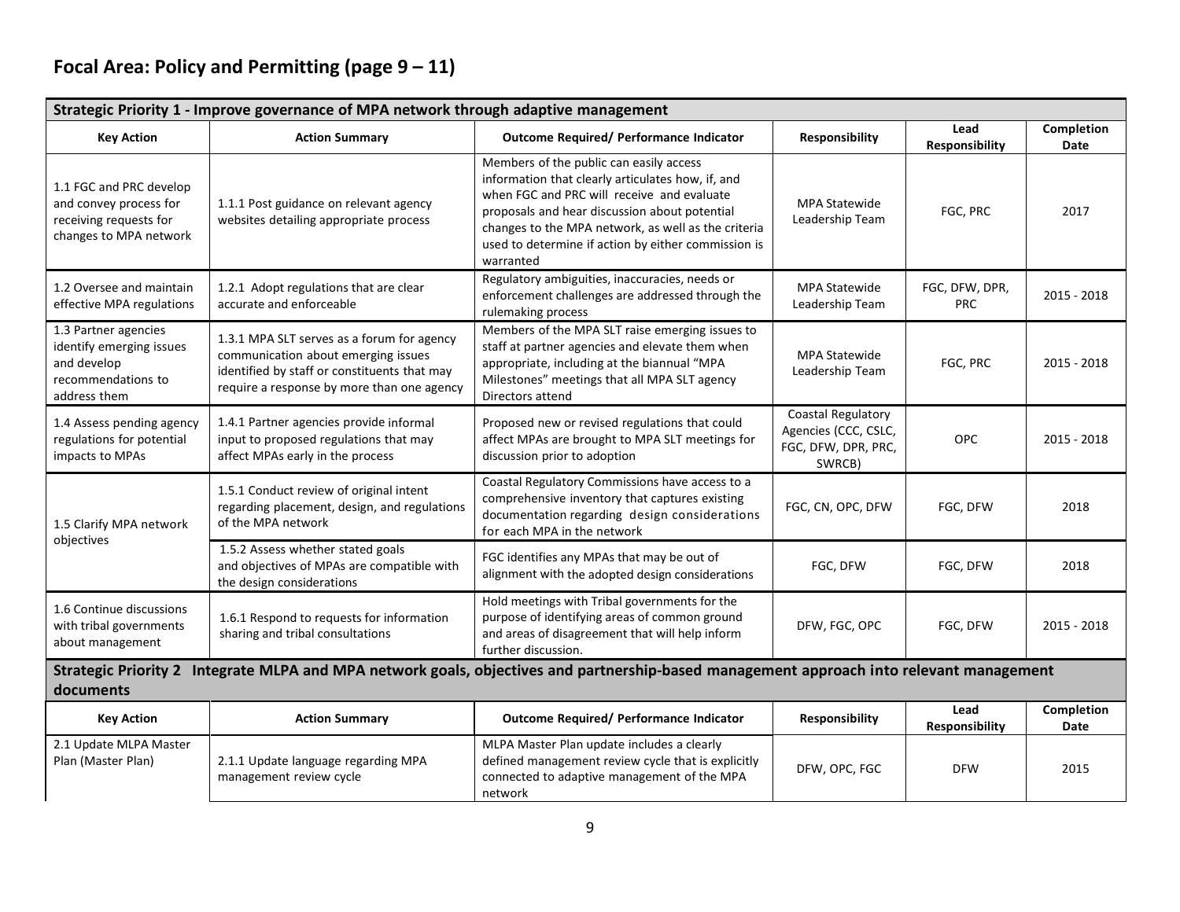# Focal Area: Policy and Permitting (page 9 – 11)

| Strategic Priority 1 - Improve governance of MPA network through adaptive management | | | | | |
|---|---|---|---|---|---|
| **Key Action** | **Action Summary** | **Outcome Required/ Performance Indicator** | **Responsibility** | **Lead Responsibility** | **Completion Date** |
| 1.1 FGC and PRC develop and convey process for receiving requests for changes to MPA network | 1.1.1 Post guidance on relevant agency websites detailing appropriate process | Members of the public can easily access information that clearly articulates how, if, and when FGC and PRC will receive and evaluate proposals and hear discussion about potential changes to the MPA network, as well as the criteria used to determine if action by either commission is warranted | MPA Statewide Leadership Team | FGC, PRC | 2017 |
| 1.2 Oversee and maintain effective MPA regulations | 1.2.1 Adopt regulations that are clear accurate and enforceable | Regulatory ambiguities, inaccuracies, needs or enforcement challenges are addressed through the rulemaking process | MPA Statewide Leadership Team | FGC, DFW, DPR, PRC | 2015 - 2018 |
| 1.3 Partner agencies identify emerging issues and develop recommendations to address them | 1.3.1 MPA SLT serves as a forum for agency communication about emerging issues identified by staff or constituents that may require a response by more than one agency | Members of the MPA SLT raise emerging issues to staff at partner agencies and elevate them when appropriate, including at the biannual "MPA Milestones" meetings that all MPA SLT agency Directors attend | MPA Statewide Leadership Team | FGC, PRC | 2015 - 2018 |
| 1.4 Assess pending agency regulations for potential impacts to MPAs | 1.4.1 Partner agencies provide informal input to proposed regulations that may affect MPAs early in the process | Proposed new or revised regulations that could affect MPAs are brought to MPA SLT meetings for discussion prior to adoption | Coastal Regulatory Agencies (CCC, CSLC, FGC, DFW, DPR, PRC, SWRCB) | OPC | 2015 - 2018 |
| 1.5 Clarify MPA network objectives | 1.5.1 Conduct review of original intent regarding placement, design, and regulations of the MPA network | Coastal Regulatory Commissions have access to a comprehensive inventory that captures existing documentation regarding design considerations for each MPA in the network | FGC, CN, OPC, DFW | FGC, DFW | 2018 |
| | 1.5.2 Assess whether stated goals and objectives of MPAs are compatible with the design considerations | FGC identifies any MPAs that may be out of alignment with the adopted design considerations | FGC, DFW | FGC, DFW | 2018 |
| 1.6 Continue discussions with tribal governments about management | 1.6.1 Respond to requests for information sharing and tribal consultations | Hold meetings with Tribal governments for the purpose of identifying areas of common ground and areas of disagreement that will help inform further discussion. | DFW, FGC, OPC | FGC, DFW | 2015 - 2018 |

| Strategic Priority 2 Integrate MLPA and MPA network goals, objectives and partnership-based management approach into relevant management documents | | | | | |
|---|---|---|---|---|---|
| **Key Action** | **Action Summary** | **Outcome Required/ Performance Indicator** | **Responsibility** | **Lead Responsibility** | **Completion Date** |
| 2.1 Update MLPA Master Plan (Master Plan) | 2.1.1 Update language regarding MPA management review cycle | MLPA Master Plan update includes a clearly defined management review cycle that is explicitly connected to adaptive management of the MPA network | DFW, OPC, FGC | DFW | 2015 |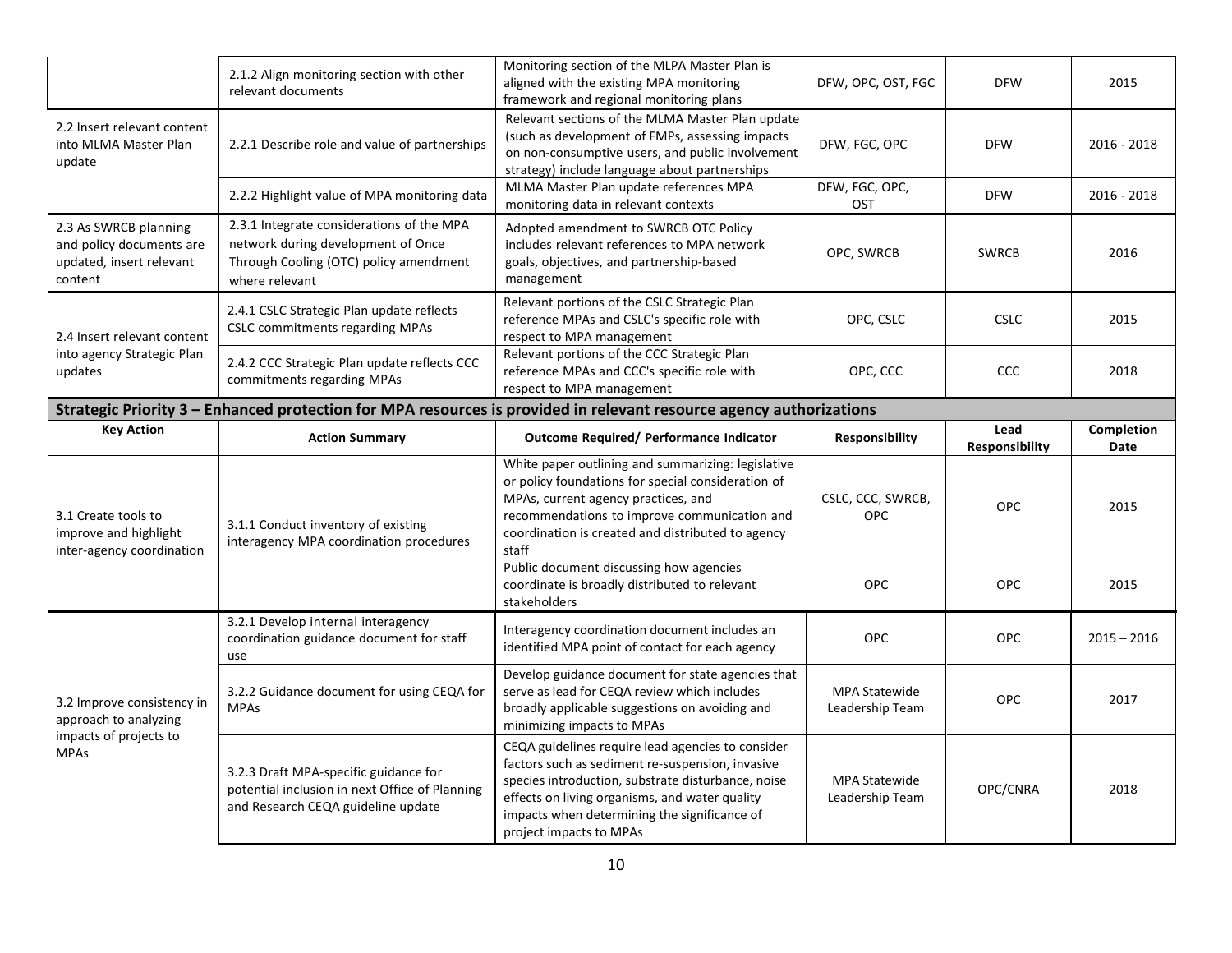| | | | | | |
|---|---|---|---|---|---|
| | 2.1.2 Align monitoring section with other relevant documents | Monitoring section of the MLPA Master Plan is aligned with the existing MPA monitoring framework and regional monitoring plans | DFW, OPC, OST, FGC | DFW | 2015 |
| 2.2 Insert relevant content into MLMA Master Plan update | 2.2.1 Describe role and value of partnerships | Relevant sections of the MLMA Master Plan update (such as development of FMPs, assessing impacts on non-consumptive users, and public involvement strategy) include language about partnerships | DFW, FGC, OPC | DFW | 2016 - 2018 |
| | 2.2.2 Highlight value of MPA monitoring data | MLMA Master Plan update references MPA monitoring data in relevant contexts | DFW, FGC, OPC, OST | DFW | 2016 - 2018 |
| 2.3 As SWRCB planning and policy documents are updated, insert relevant content | 2.3.1 Integrate considerations of the MPA network during development of Once Through Cooling (OTC) policy amendment where relevant | Adopted amendment to SWRCB OTC Policy includes relevant references to MPA network goals, objectives, and partnership-based management | OPC, SWRCB | SWRCB | 2016 |
| 2.4 Insert relevant content into agency Strategic Plan updates | 2.4.1 CSLC Strategic Plan update reflects CSLC commitments regarding MPAs | Relevant portions of the CSLC Strategic Plan reference MPAs and CSLC's specific role with respect to MPA management | OPC, CSLC | CSLC | 2015 |
| | 2.4.2 CCC Strategic Plan update reflects CCC commitments regarding MPAs | Relevant portions of the CCC Strategic Plan reference MPAs and CCC's specific role with respect to MPA management | OPC, CCC | CCC | 2018 |

**Strategic Priority 3 – Enhanced protection for MPA resources is provided in relevant resource agency authorizations**

| Key Action | Action Summary | Outcome Required/ Performance Indicator | Responsibility | Lead Responsibility | Completion Date |
|---|---|---|---|---|---|
| 3.1 Create tools to improve and highlight inter-agency coordination | 3.1.1 Conduct inventory of existing interagency MPA coordination procedures | White paper outlining and summarizing: legislative or policy foundations for special consideration of MPAs, current agency practices, and recommendations to improve communication and coordination is created and distributed to agency staff | CSLC, CCC, SWRCB, OPC | OPC | 2015 |
| | | Public document discussing how agencies coordinate is broadly distributed to relevant stakeholders | OPC | OPC | 2015 |
| 3.2 Improve consistency in approach to analyzing impacts of projects to MPAs | 3.2.1 Develop internal interagency coordination guidance document for staff use | Interagency coordination document includes an identified MPA point of contact for each agency | OPC | OPC | 2015 – 2016 |
| | 3.2.2 Guidance document for using CEQA for MPAs | Develop guidance document for state agencies that serve as lead for CEQA review which includes broadly applicable suggestions on avoiding and minimizing impacts to MPAs | MPA Statewide Leadership Team | OPC | 2017 |
| | 3.2.3 Draft MPA-specific guidance for potential inclusion in next Office of Planning and Research CEQA guideline update | CEQA guidelines require lead agencies to consider factors such as sediment re-suspension, invasive species introduction, substrate disturbance, noise effects on living organisms, and water quality impacts when determining the significance of project impacts to MPAs | MPA Statewide Leadership Team | OPC/CNRA | 2018 |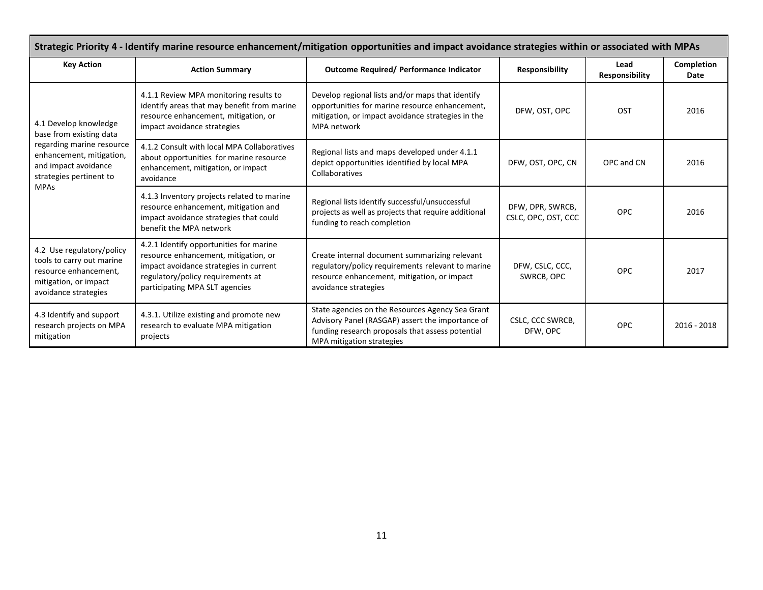## Strategic Priority 4 - Identify marine resource enhancement/mitigation opportunities and impact avoidance strategies within or associated with MPAs

| Key Action | Action Summary | Outcome Required/ Performance Indicator | Responsibility | Lead Responsibility | Completion Date |
|---|---|---|---|---|---|
| 4.1 Develop knowledge base from existing data regarding marine resource enhancement, mitigation, and impact avoidance strategies pertinent to MPAs | 4.1.1 Review MPA monitoring results to identify areas that may benefit from marine resource enhancement, mitigation, or impact avoidance strategies | Develop regional lists and/or maps that identify opportunities for marine resource enhancement, mitigation, or impact avoidance strategies in the MPA network | DFW, OST, OPC | OST | 2016 |
| | 4.1.2 Consult with local MPA Collaboratives about opportunities for marine resource enhancement, mitigation, or impact avoidance | Regional lists and maps developed under 4.1.1 depict opportunities identified by local MPA Collaboratives | DFW, OST, OPC, CN | OPC and CN | 2016 |
| | 4.1.3 Inventory projects related to marine resource enhancement, mitigation and impact avoidance strategies that could benefit the MPA network | Regional lists identify successful/unsuccessful projects as well as projects that require additional funding to reach completion | DFW, DPR, SWRCB, CSLC, OPC, OST, CCC | OPC | 2016 |
| 4.2 Use regulatory/policy tools to carry out marine resource enhancement, mitigation, or impact avoidance strategies | 4.2.1 Identify opportunities for marine resource enhancement, mitigation, or impact avoidance strategies in current regulatory/policy requirements at participating MPA SLT agencies | Create internal document summarizing relevant regulatory/policy requirements relevant to marine resource enhancement, mitigation, or impact avoidance strategies | DFW, CSLC, CCC, SWRCB, OPC | OPC | 2017 |
| 4.3 Identify and support research projects on MPA mitigation | 4.3.1. Utilize existing and promote new research to evaluate MPA mitigation projects | State agencies on the Resources Agency Sea Grant Advisory Panel (RASGAP) assert the importance of funding research proposals that assess potential MPA mitigation strategies | CSLC, CCC SWRCB, DFW, OPC | OPC | 2016 - 2018 |